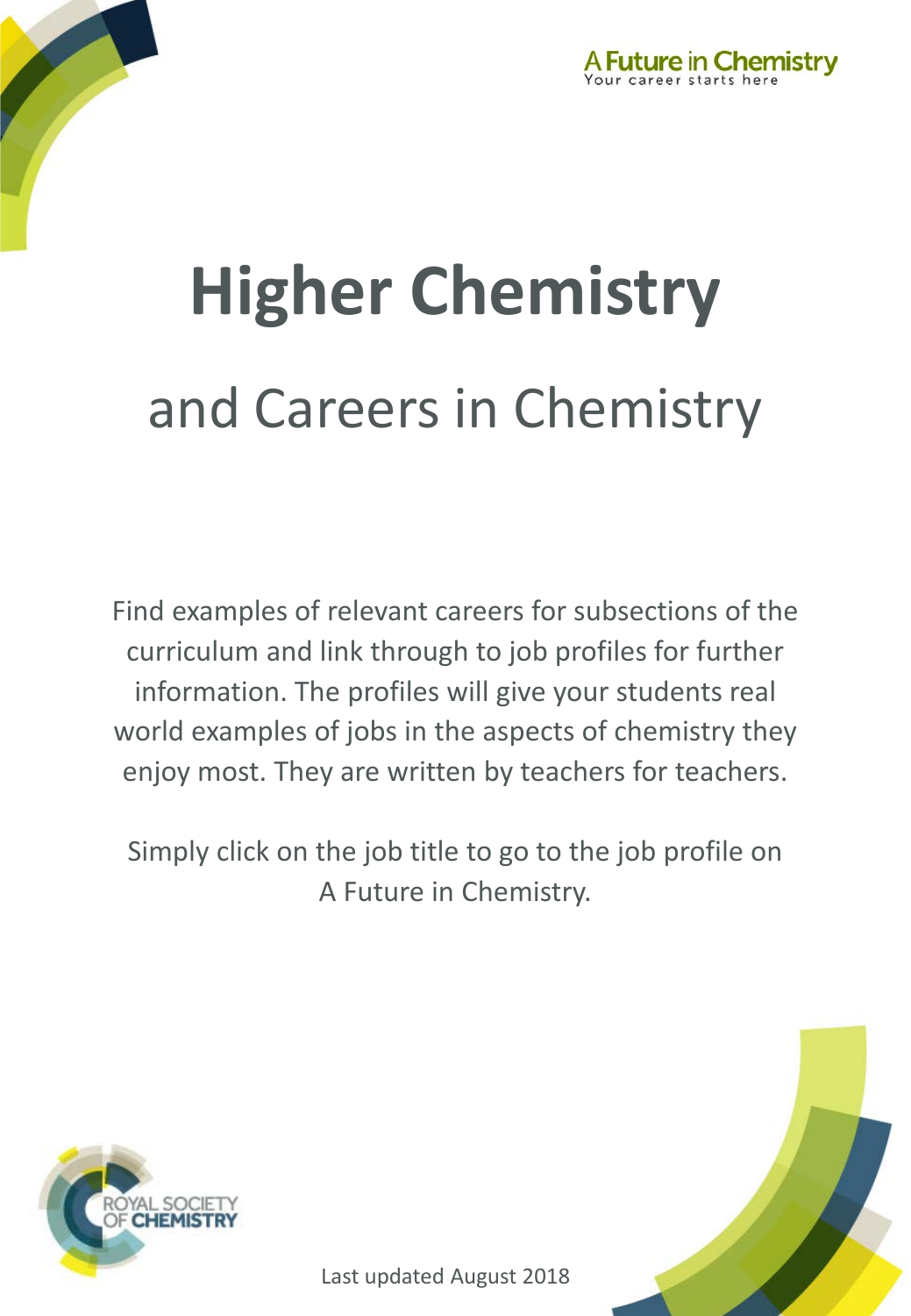A Future in Chemistry
Your career starts here

# Higher Chemistry

## and Careers in Chemistry

Find examples of relevant careers for subsections of the curriculum and link through to job profiles for further information. The profiles will give your students real world examples of jobs in the aspects of chemistry they enjoy most. They are written by teachers for teachers.

Simply click on the job title to go to the job profile on A Future in Chemistry.

ROYAL SOCIETY OF CHEMISTRY

Last updated August 2018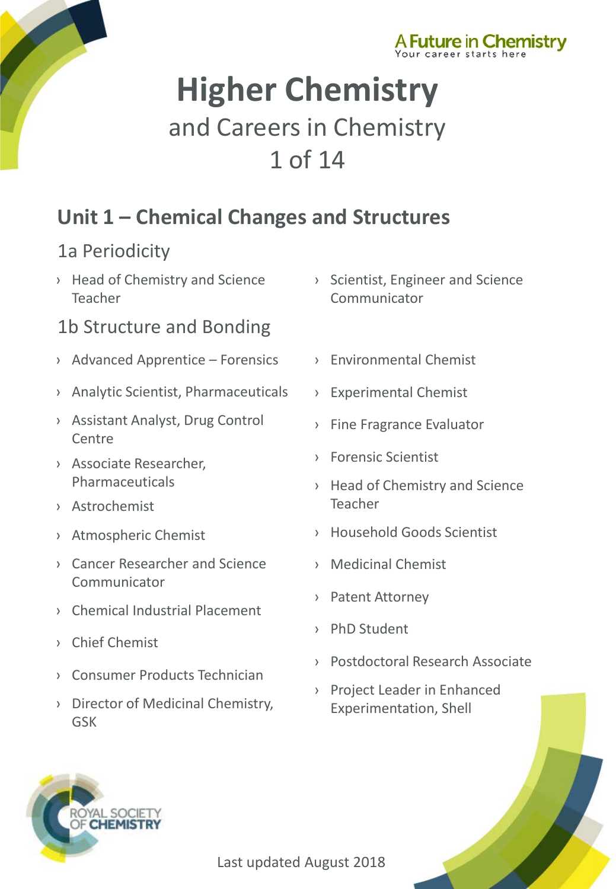A Future in Chemistry
Your career starts here

# Higher Chemistry

and Careers in Chemistry

## Unit 1 – Chemical Changes and Structures

### 1a Periodicity

- Head of Chemistry and Science Teacher
- Scientist, Engineer and Science Communicator

### 1b Structure and Bonding

- Advanced Apprentice – Forensics
- Analytic Scientist, Pharmaceuticals
- Assistant Analyst, Drug Control Centre
- Associate Researcher, Pharmaceuticals
- Astrochemist
- Atmospheric Chemist
- Cancer Researcher and Science Communicator
- Chemical Industrial Placement
- Chief Chemist
- Consumer Products Technician
- Director of Medicinal Chemistry, GSK
- Environmental Chemist
- Experimental Chemist
- Fine Fragrance Evaluator
- Forensic Scientist
- Head of Chemistry and Science Teacher
- Household Goods Scientist
- Medicinal Chemist
- Patent Attorney
- PhD Student
- Postdoctoral Research Associate
- Project Leader in Enhanced Experimentation, Shell

ROYAL SOCIETY OF CHEMISTRY

Last updated August 2018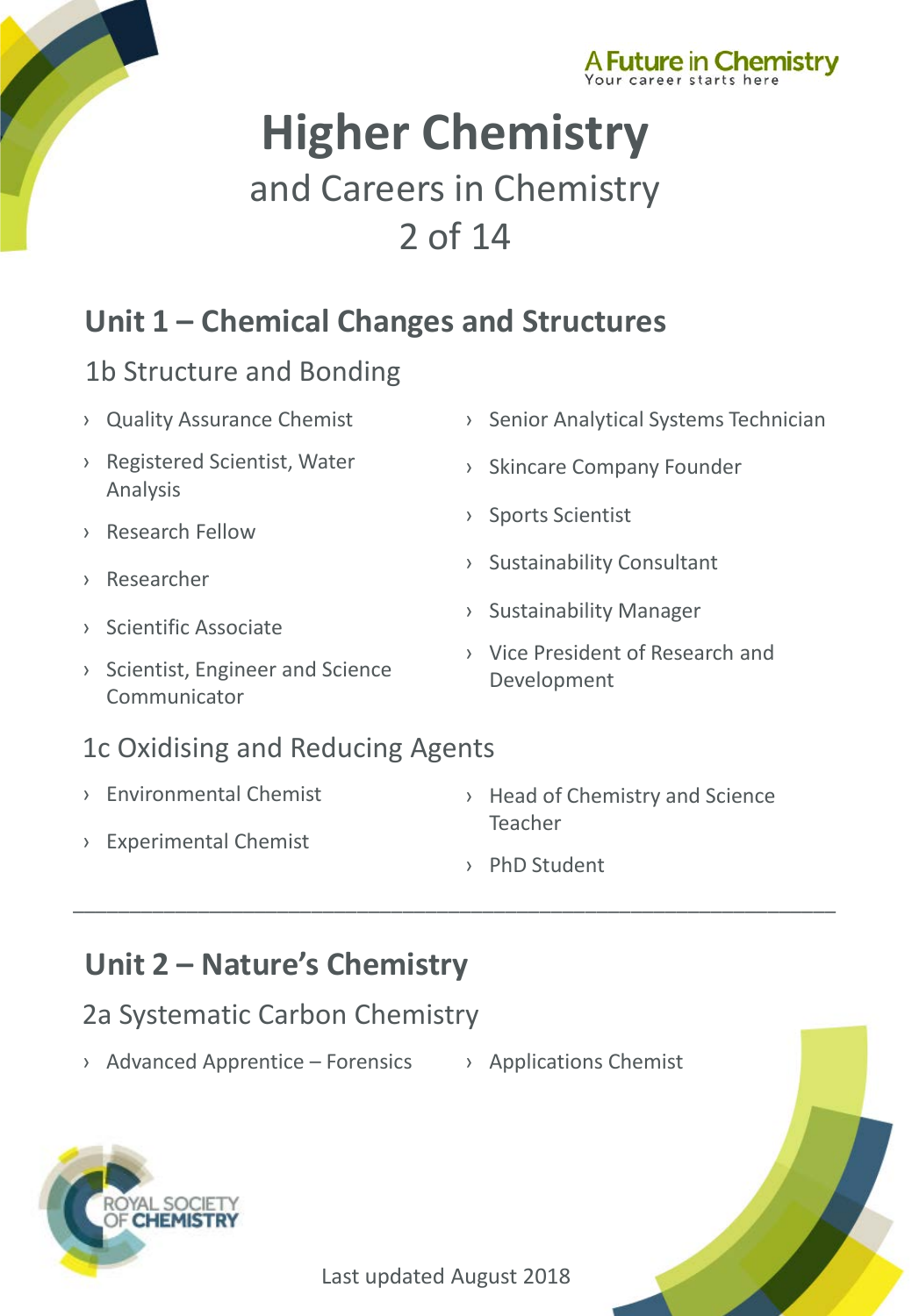# Higher Chemistry

and Careers in Chemistry

2 of 14

## Unit 1 – Chemical Changes and Structures

### 1b Structure and Bonding

- Quality Assurance Chemist
- Registered Scientist, Water Analysis
- Research Fellow
- Researcher
- Scientific Associate
- Scientist, Engineer and Science Communicator
- Senior Analytical Systems Technician
- Skincare Company Founder
- Sports Scientist
- Sustainability Consultant
- Sustainability Manager
- Vice President of Research and Development

### 1c Oxidising and Reducing Agents

- Environmental Chemist
- Experimental Chemist
- Head of Chemistry and Science Teacher
- PhD Student

---

## Unit 2 – Nature's Chemistry

### 2a Systematic Carbon Chemistry

- Advanced Apprentice – Forensics
- Applications Chemist

Last updated August 2018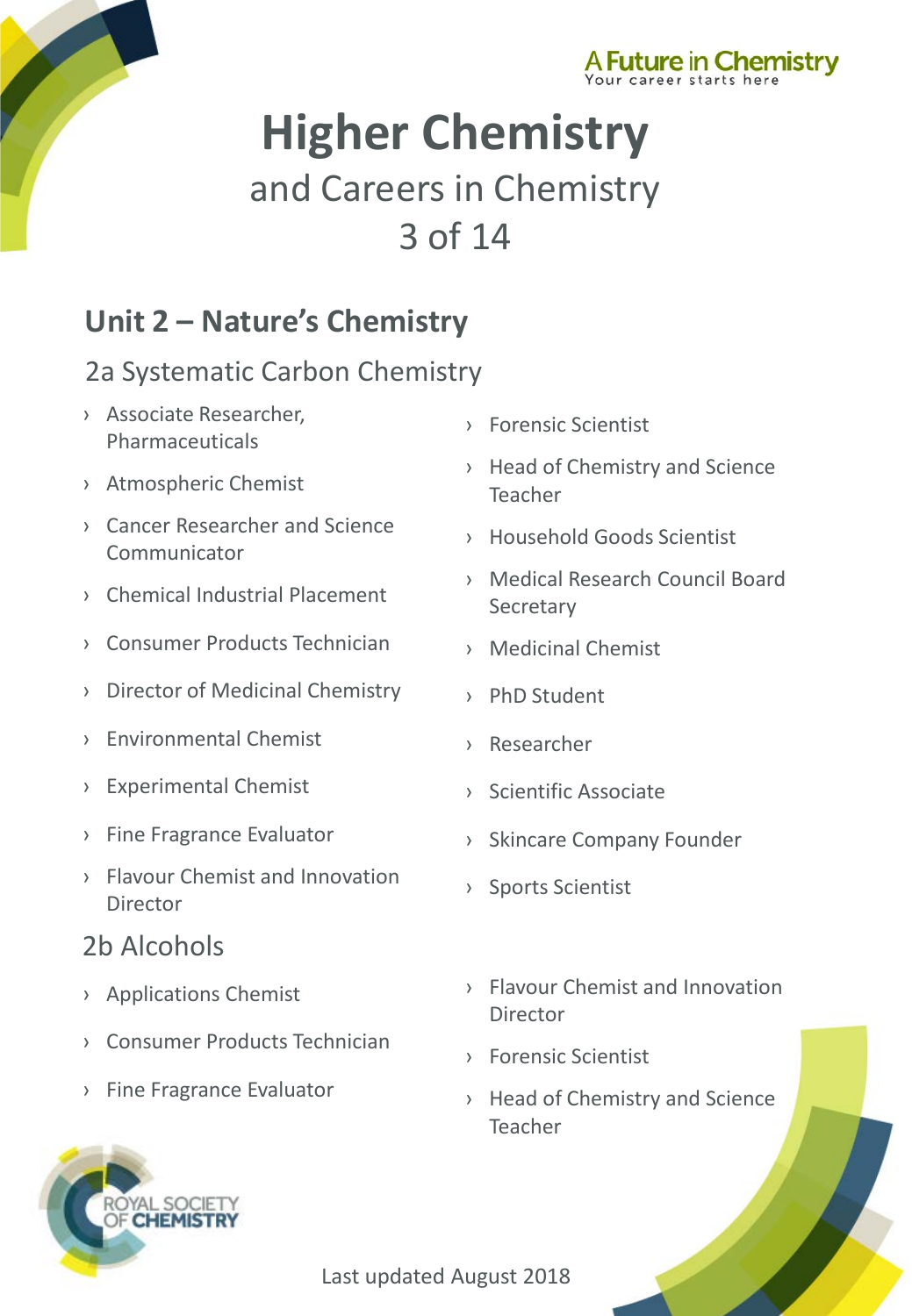A Future in Chemistry
Your career starts here

# Higher Chemistry

and Careers in Chemistry

3 of 14

## Unit 2 – Nature's Chemistry

### 2a Systematic Carbon Chemistry

- Associate Researcher, Pharmaceuticals
- Atmospheric Chemist
- Cancer Researcher and Science Communicator
- Chemical Industrial Placement
- Consumer Products Technician
- Director of Medicinal Chemistry
- Environmental Chemist
- Experimental Chemist
- Fine Fragrance Evaluator
- Flavour Chemist and Innovation Director
- Forensic Scientist
- Head of Chemistry and Science Teacher
- Household Goods Scientist
- Medical Research Council Board Secretary
- Medicinal Chemist
- PhD Student
- Researcher
- Scientific Associate
- Skincare Company Founder
- Sports Scientist

### 2b Alcohols

- Applications Chemist
- Consumer Products Technician
- Fine Fragrance Evaluator
- Flavour Chemist and Innovation Director
- Forensic Scientist
- Head of Chemistry and Science Teacher

ROYAL SOCIETY OF CHEMISTRY

Last updated August 2018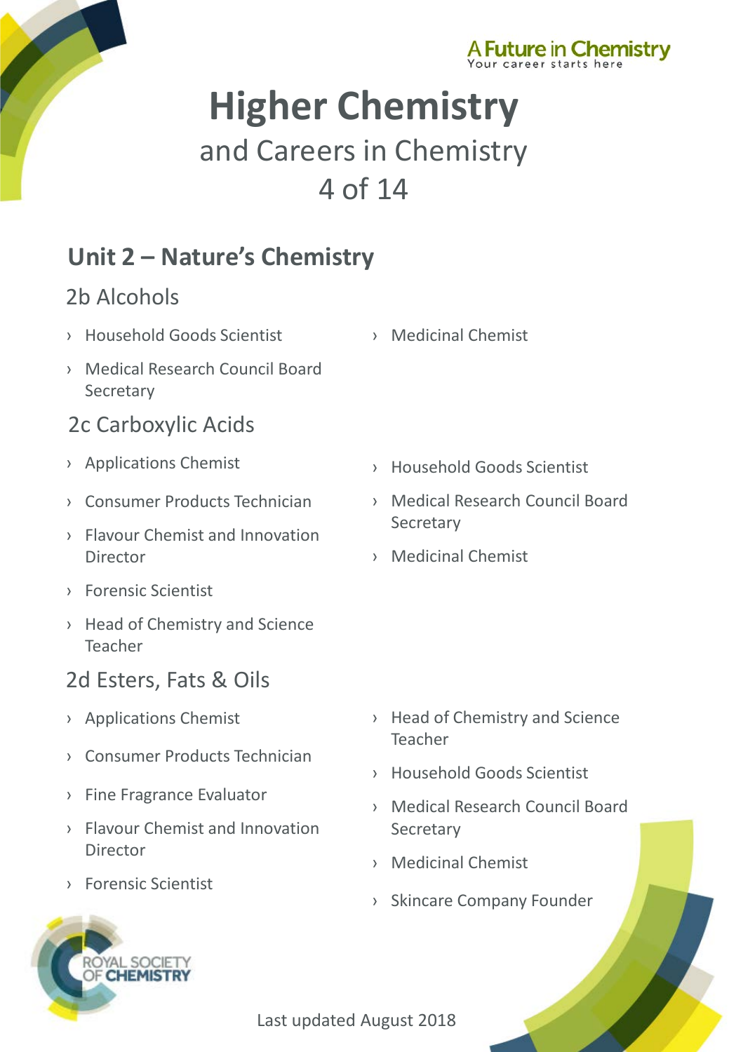# Higher Chemistry

and Careers in Chemistry

4 of 14

## Unit 2 – Nature's Chemistry

### 2b Alcohols

- Household Goods Scientist
- Medical Research Council Board Secretary
- Medicinal Chemist

### 2c Carboxylic Acids

- Applications Chemist
- Consumer Products Technician
- Flavour Chemist and Innovation Director
- Forensic Scientist
- Head of Chemistry and Science Teacher
- Household Goods Scientist
- Medical Research Council Board Secretary
- Medicinal Chemist

### 2d Esters, Fats & Oils

- Applications Chemist
- Consumer Products Technician
- Fine Fragrance Evaluator
- Flavour Chemist and Innovation Director
- Forensic Scientist
- Head of Chemistry and Science Teacher
- Household Goods Scientist
- Medical Research Council Board Secretary
- Medicinal Chemist
- Skincare Company Founder

Last updated August 2018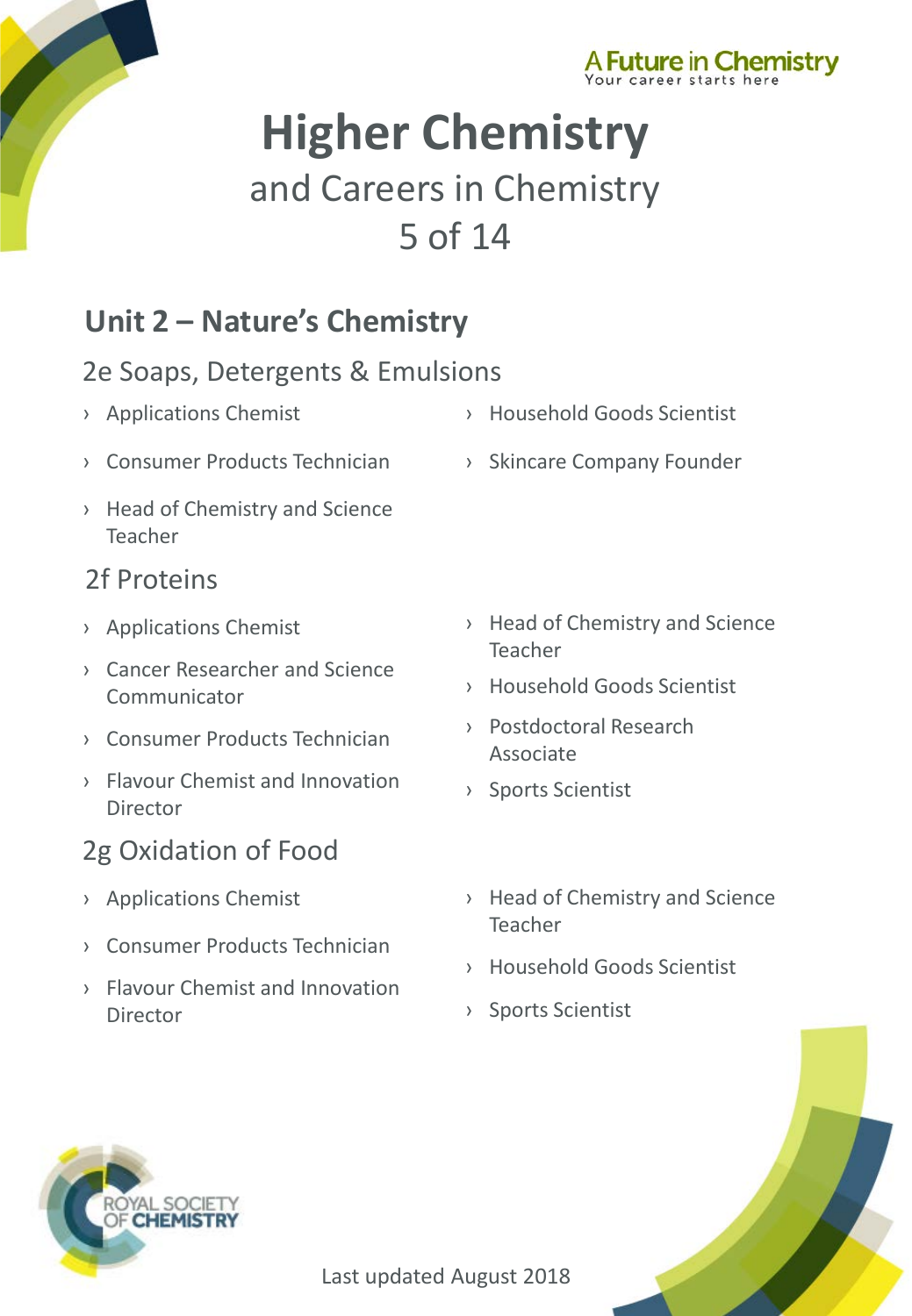# Higher Chemistry

and Careers in Chemistry

5 of 14

## Unit 2 – Nature's Chemistry

### 2e Soaps, Detergents & Emulsions

- Applications Chemist
- Consumer Products Technician
- Head of Chemistry and Science Teacher
- Household Goods Scientist
- Skincare Company Founder

### 2f Proteins

- Applications Chemist
- Cancer Researcher and Science Communicator
- Consumer Products Technician
- Flavour Chemist and Innovation Director
- Head of Chemistry and Science Teacher
- Household Goods Scientist
- Postdoctoral Research Associate
- Sports Scientist

### 2g Oxidation of Food

- Applications Chemist
- Consumer Products Technician
- Flavour Chemist and Innovation Director
- Head of Chemistry and Science Teacher
- Household Goods Scientist
- Sports Scientist

Last updated August 2018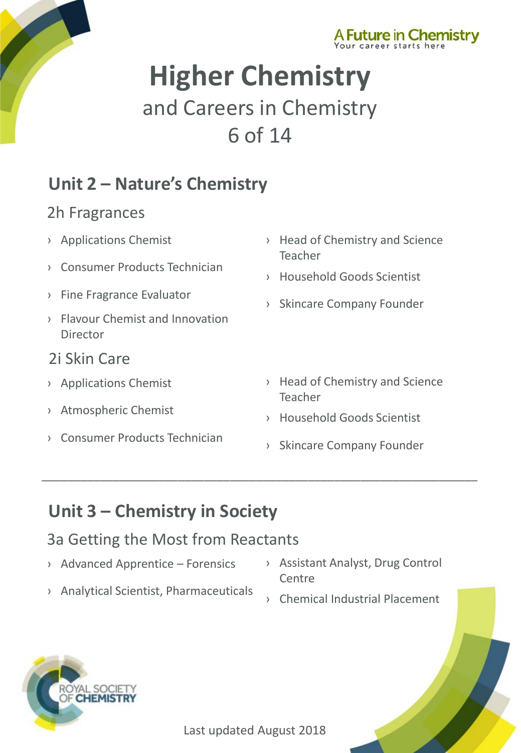# Higher Chemistry

and Careers in Chemistry

6 of 14

## Unit 2 – Nature's Chemistry

### 2h Fragrances

- Applications Chemist
- Consumer Products Technician
- Fine Fragrance Evaluator
- Flavour Chemist and Innovation Director
- Head of Chemistry and Science Teacher
- Household Goods Scientist
- Skincare Company Founder

### 2i Skin Care

- Applications Chemist
- Atmospheric Chemist
- Consumer Products Technician
- Head of Chemistry and Science Teacher
- Household Goods Scientist
- Skincare Company Founder

---

## Unit 3 – Chemistry in Society

### 3a Getting the Most from Reactants

- Advanced Apprentice – Forensics
- Analytical Scientist, Pharmaceuticals
- Assistant Analyst, Drug Control Centre
- Chemical Industrial Placement

Last updated August 2018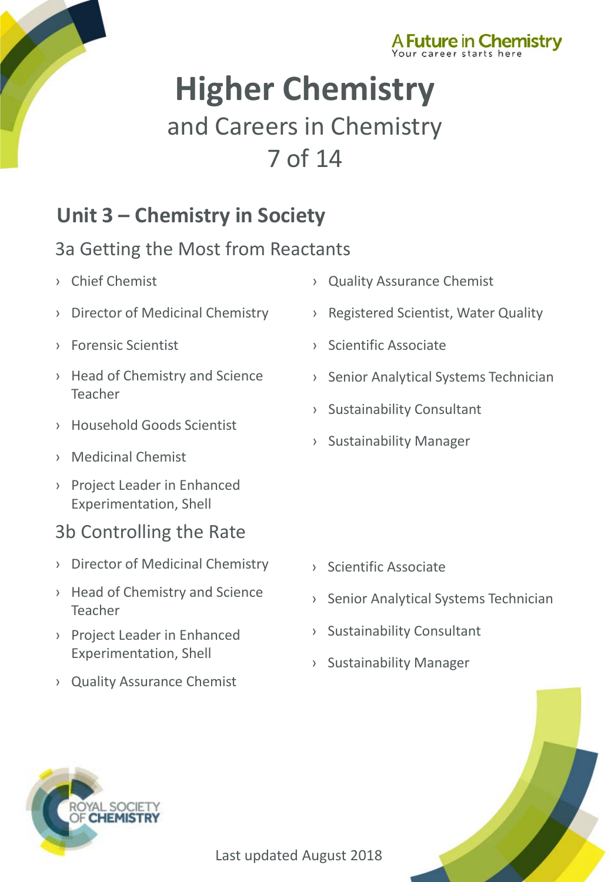# Higher Chemistry

and Careers in Chemistry

7 of 14

## Unit 3 – Chemistry in Society

### 3a Getting the Most from Reactants

- Chief Chemist
- Director of Medicinal Chemistry
- Forensic Scientist
- Head of Chemistry and Science Teacher
- Household Goods Scientist
- Medicinal Chemist
- Project Leader in Enhanced Experimentation, Shell
- Quality Assurance Chemist
- Registered Scientist, Water Quality
- Scientific Associate
- Senior Analytical Systems Technician
- Sustainability Consultant
- Sustainability Manager

### 3b Controlling the Rate

- Director of Medicinal Chemistry
- Head of Chemistry and Science Teacher
- Project Leader in Enhanced Experimentation, Shell
- Quality Assurance Chemist
- Scientific Associate
- Senior Analytical Systems Technician
- Sustainability Consultant
- Sustainability Manager

Last updated August 2018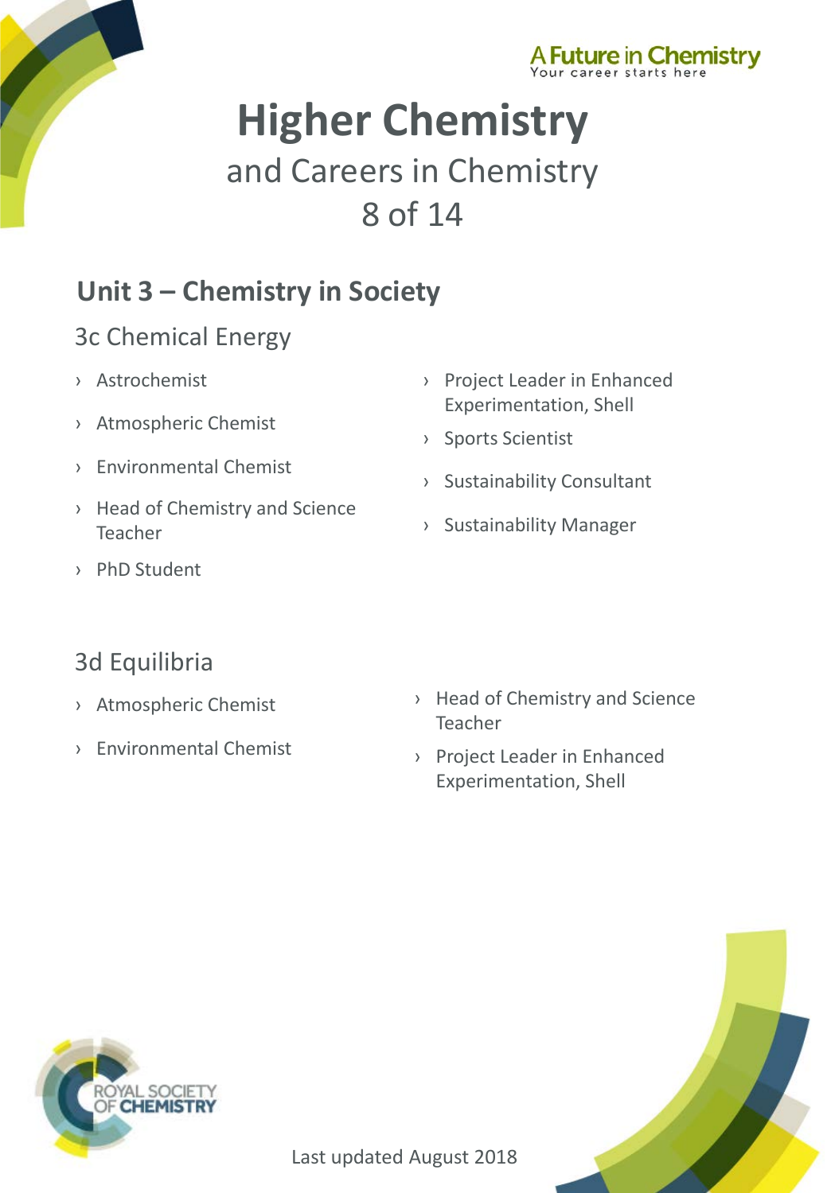# Higher Chemistry

and Careers in Chemistry

8 of 14

## Unit 3 – Chemistry in Society

### 3c Chemical Energy

- Astrochemist
- Atmospheric Chemist
- Environmental Chemist
- Head of Chemistry and Science Teacher
- PhD Student
- Project Leader in Enhanced Experimentation, Shell
- Sports Scientist
- Sustainability Consultant
- Sustainability Manager

### 3d Equilibria

- Atmospheric Chemist
- Environmental Chemist
- Head of Chemistry and Science Teacher
- Project Leader in Enhanced Experimentation, Shell

Last updated August 2018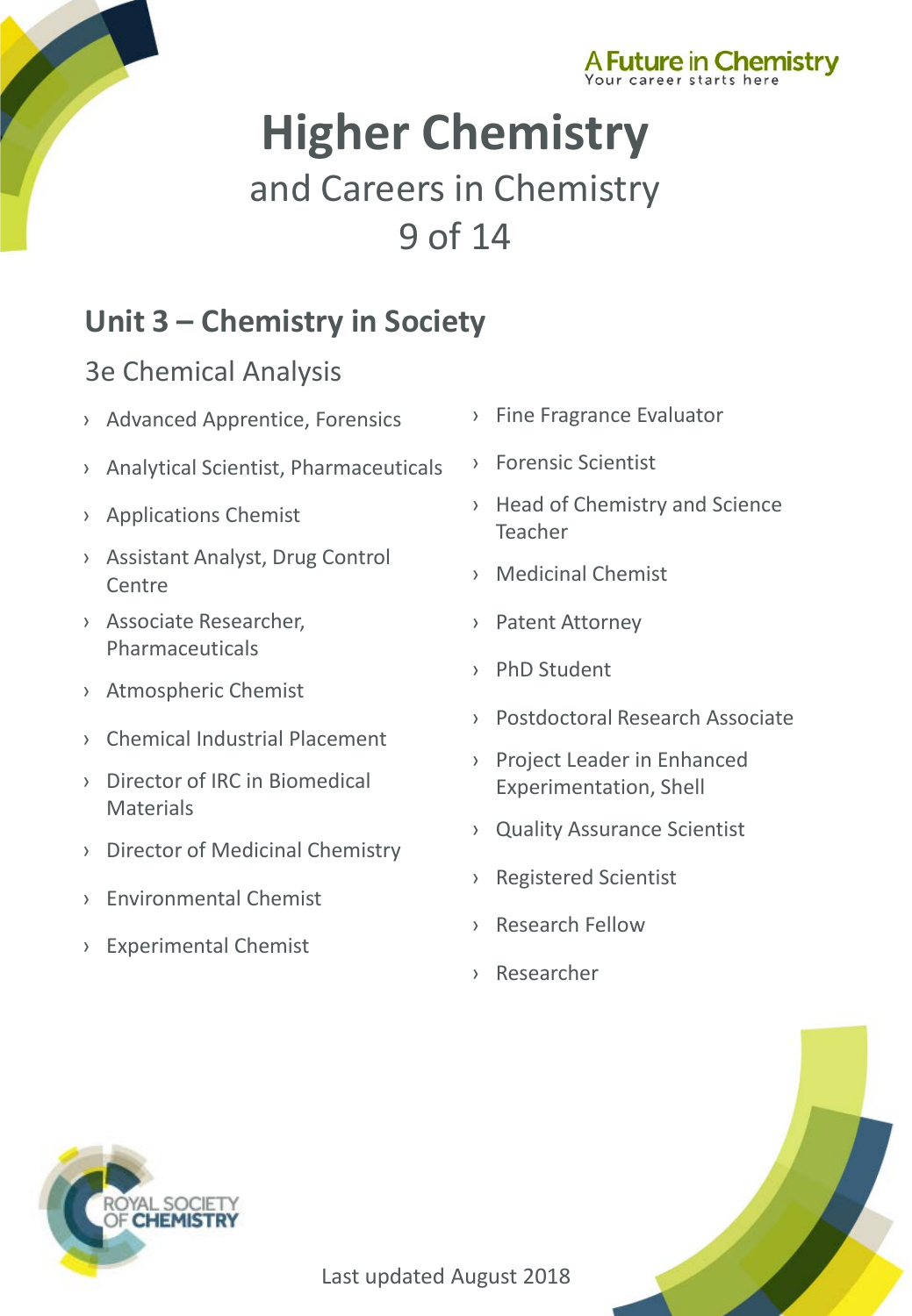A Future in Chemistry
Your career starts here

# Higher Chemistry

and Careers in Chemistry

9 of 14

## Unit 3 – Chemistry in Society

### 3e Chemical Analysis

- Advanced Apprentice, Forensics
- Analytical Scientist, Pharmaceuticals
- Applications Chemist
- Assistant Analyst, Drug Control Centre
- Associate Researcher, Pharmaceuticals
- Atmospheric Chemist
- Chemical Industrial Placement
- Director of IRC in Biomedical Materials
- Director of Medicinal Chemistry
- Environmental Chemist
- Experimental Chemist
- Fine Fragrance Evaluator
- Forensic Scientist
- Head of Chemistry and Science Teacher
- Medicinal Chemist
- Patent Attorney
- PhD Student
- Postdoctoral Research Associate
- Project Leader in Enhanced Experimentation, Shell
- Quality Assurance Scientist
- Registered Scientist
- Research Fellow
- Researcher

ROYAL SOCIETY OF CHEMISTRY

Last updated August 2018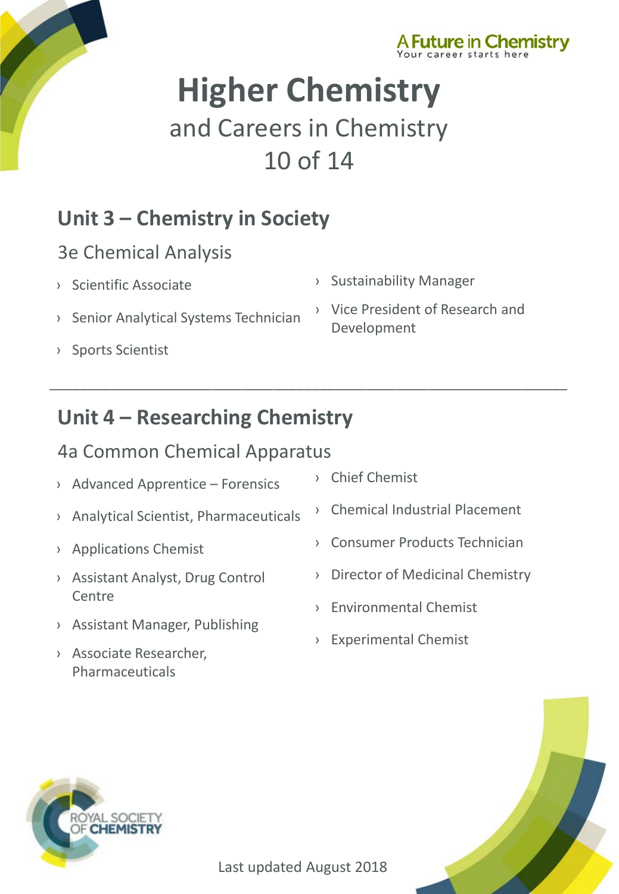# Higher Chemistry

and Careers in Chemistry

## Unit 3 – Chemistry in Society

### 3e Chemical Analysis

- Scientific Associate
- Senior Analytical Systems Technician
- Sports Scientist
- Sustainability Manager
- Vice President of Research and Development

---

## Unit 4 – Researching Chemistry

### 4a Common Chemical Apparatus

- Advanced Apprentice – Forensics
- Analytical Scientist, Pharmaceuticals
- Applications Chemist
- Assistant Analyst, Drug Control Centre
- Assistant Manager, Publishing
- Associate Researcher, Pharmaceuticals
- Chief Chemist
- Chemical Industrial Placement
- Consumer Products Technician
- Director of Medicinal Chemistry
- Environmental Chemist
- Experimental Chemist

Last updated August 2018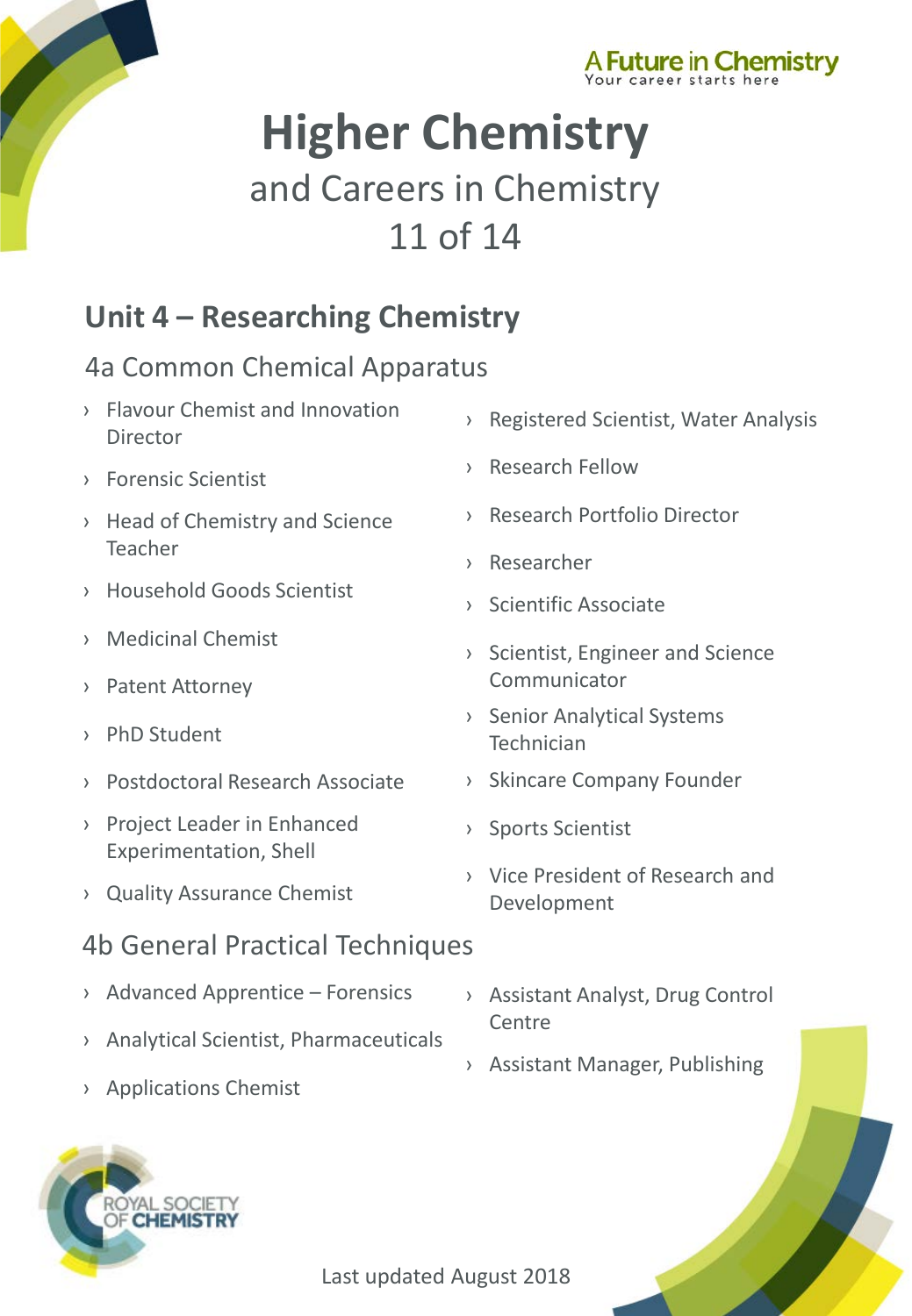A Future in Chemistry
Your career starts here

# Higher Chemistry

and Careers in Chemistry
11 of 14

## Unit 4 – Researching Chemistry

### 4a Common Chemical Apparatus

- Flavour Chemist and Innovation Director
- Forensic Scientist
- Head of Chemistry and Science Teacher
- Household Goods Scientist
- Medicinal Chemist
- Patent Attorney
- PhD Student
- Postdoctoral Research Associate
- Project Leader in Enhanced Experimentation, Shell
- Quality Assurance Chemist
- Registered Scientist, Water Analysis
- Research Fellow
- Research Portfolio Director
- Researcher
- Scientific Associate
- Scientist, Engineer and Science Communicator
- Senior Analytical Systems Technician
- Skincare Company Founder
- Sports Scientist
- Vice President of Research and Development

### 4b General Practical Techniques

- Advanced Apprentice – Forensics
- Analytical Scientist, Pharmaceuticals
- Applications Chemist
- Assistant Analyst, Drug Control Centre
- Assistant Manager, Publishing

ROYAL SOCIETY OF CHEMISTRY

Last updated August 2018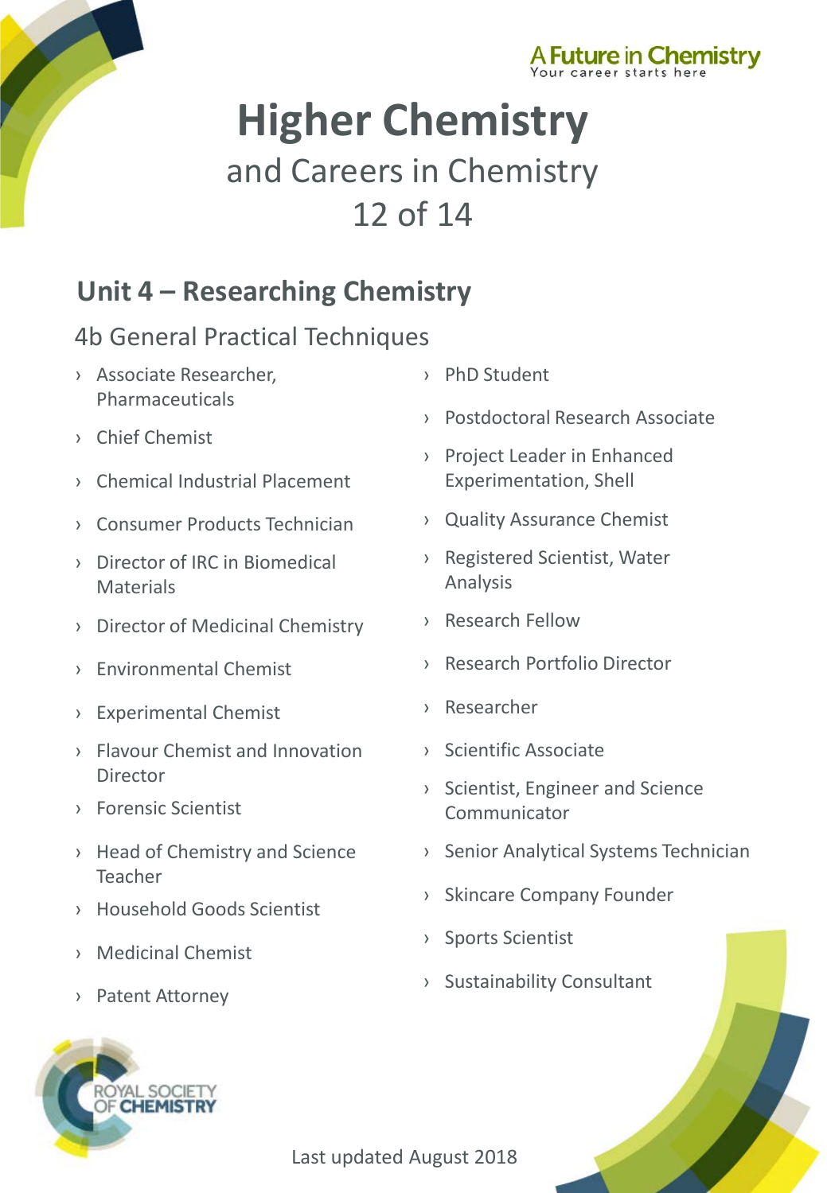A Future in Chemistry
Your career starts here

# Higher Chemistry

and Careers in Chemistry

## Unit 4 – Researching Chemistry

### 4b General Practical Techniques

- Associate Researcher, Pharmaceuticals
- Chief Chemist
- Chemical Industrial Placement
- Consumer Products Technician
- Director of IRC in Biomedical Materials
- Director of Medicinal Chemistry
- Environmental Chemist
- Experimental Chemist
- Flavour Chemist and Innovation Director
- Forensic Scientist
- Head of Chemistry and Science Teacher
- Household Goods Scientist
- Medicinal Chemist
- Patent Attorney
- PhD Student
- Postdoctoral Research Associate
- Project Leader in Enhanced Experimentation, Shell
- Quality Assurance Chemist
- Registered Scientist, Water Analysis
- Research Fellow
- Research Portfolio Director
- Researcher
- Scientific Associate
- Scientist, Engineer and Science Communicator
- Senior Analytical Systems Technician
- Skincare Company Founder
- Sports Scientist
- Sustainability Consultant

ROYAL SOCIETY OF CHEMISTRY

Last updated August 2018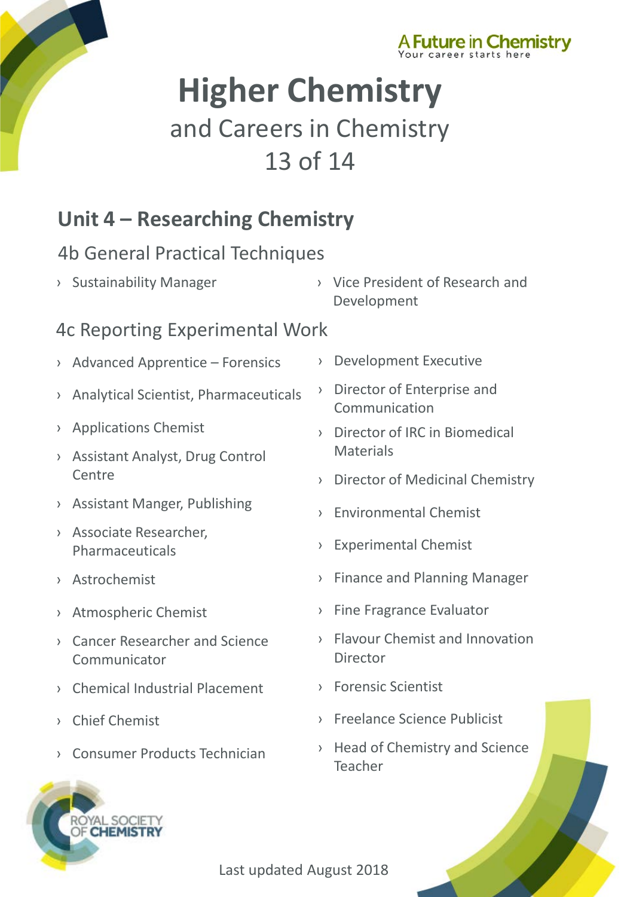A Future in Chemistry
Your career starts here

# Higher Chemistry

and Careers in Chemistry

13 of 14

## Unit 4 – Researching Chemistry

### 4b General Practical Techniques

- Sustainability Manager
- Vice President of Research and Development

### 4c Reporting Experimental Work

- Advanced Apprentice – Forensics
- Analytical Scientist, Pharmaceuticals
- Applications Chemist
- Assistant Analyst, Drug Control Centre
- Assistant Manger, Publishing
- Associate Researcher, Pharmaceuticals
- Astrochemist
- Atmospheric Chemist
- Cancer Researcher and Science Communicator
- Chemical Industrial Placement
- Chief Chemist
- Consumer Products Technician
- Development Executive
- Director of Enterprise and Communication
- Director of IRC in Biomedical Materials
- Director of Medicinal Chemistry
- Environmental Chemist
- Experimental Chemist
- Finance and Planning Manager
- Fine Fragrance Evaluator
- Flavour Chemist and Innovation Director
- Forensic Scientist
- Freelance Science Publicist
- Head of Chemistry and Science Teacher

ROYAL SOCIETY OF CHEMISTRY

Last updated August 2018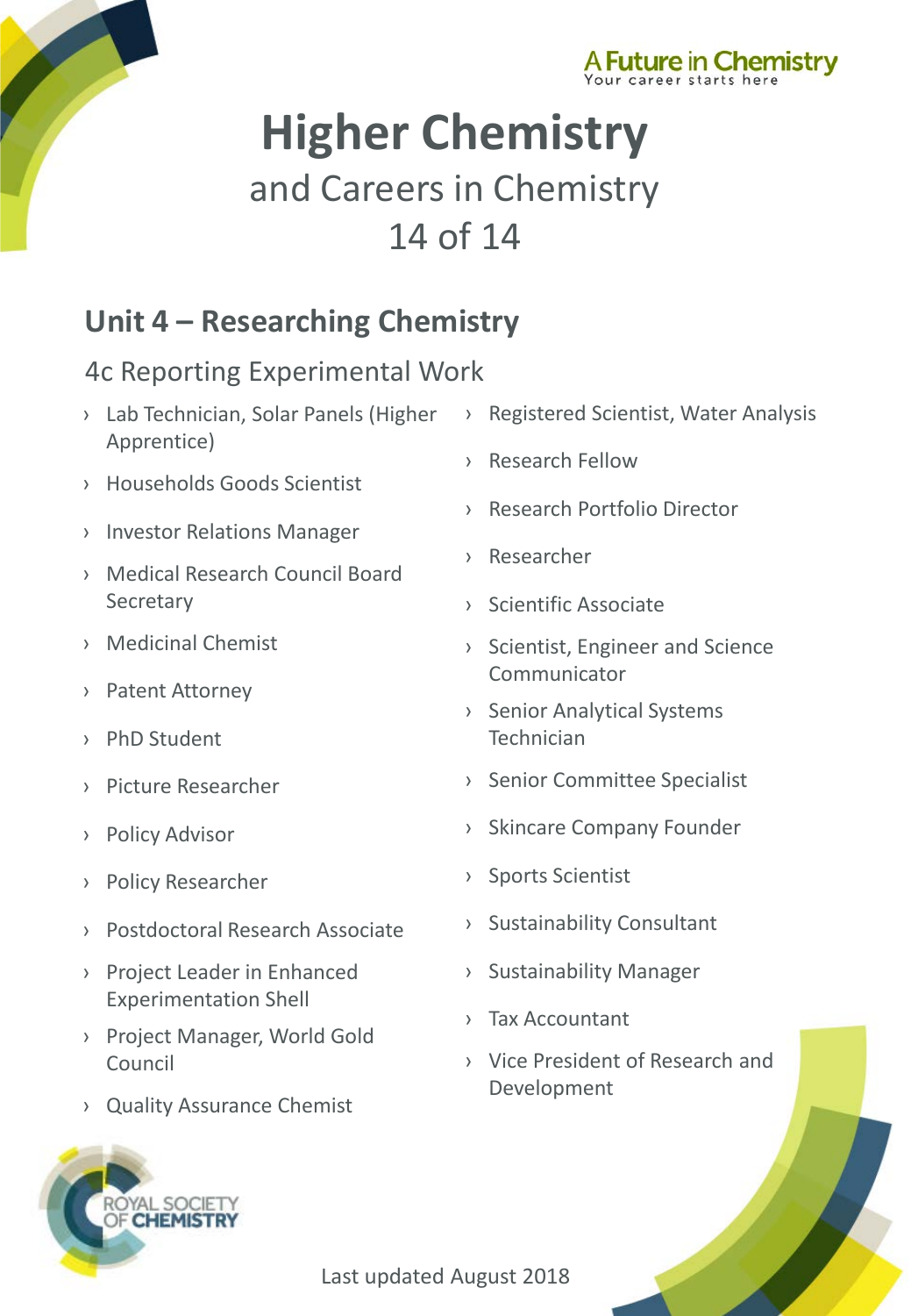A Future in Chemistry
Your career starts here

# Higher Chemistry

and Careers in Chemistry

## Unit 4 – Researching Chemistry

### 4c Reporting Experimental Work

- Lab Technician, Solar Panels (Higher Apprentice)
- Households Goods Scientist
- Investor Relations Manager
- Medical Research Council Board Secretary
- Medicinal Chemist
- Patent Attorney
- PhD Student
- Picture Researcher
- Policy Advisor
- Policy Researcher
- Postdoctoral Research Associate
- Project Leader in Enhanced Experimentation Shell
- Project Manager, World Gold Council
- Quality Assurance Chemist
- Registered Scientist, Water Analysis
- Research Fellow
- Research Portfolio Director
- Researcher
- Scientific Associate
- Scientist, Engineer and Science Communicator
- Senior Analytical Systems Technician
- Senior Committee Specialist
- Skincare Company Founder
- Sports Scientist
- Sustainability Consultant
- Sustainability Manager
- Tax Accountant
- Vice President of Research and Development

ROYAL SOCIETY OF CHEMISTRY

Last updated August 2018